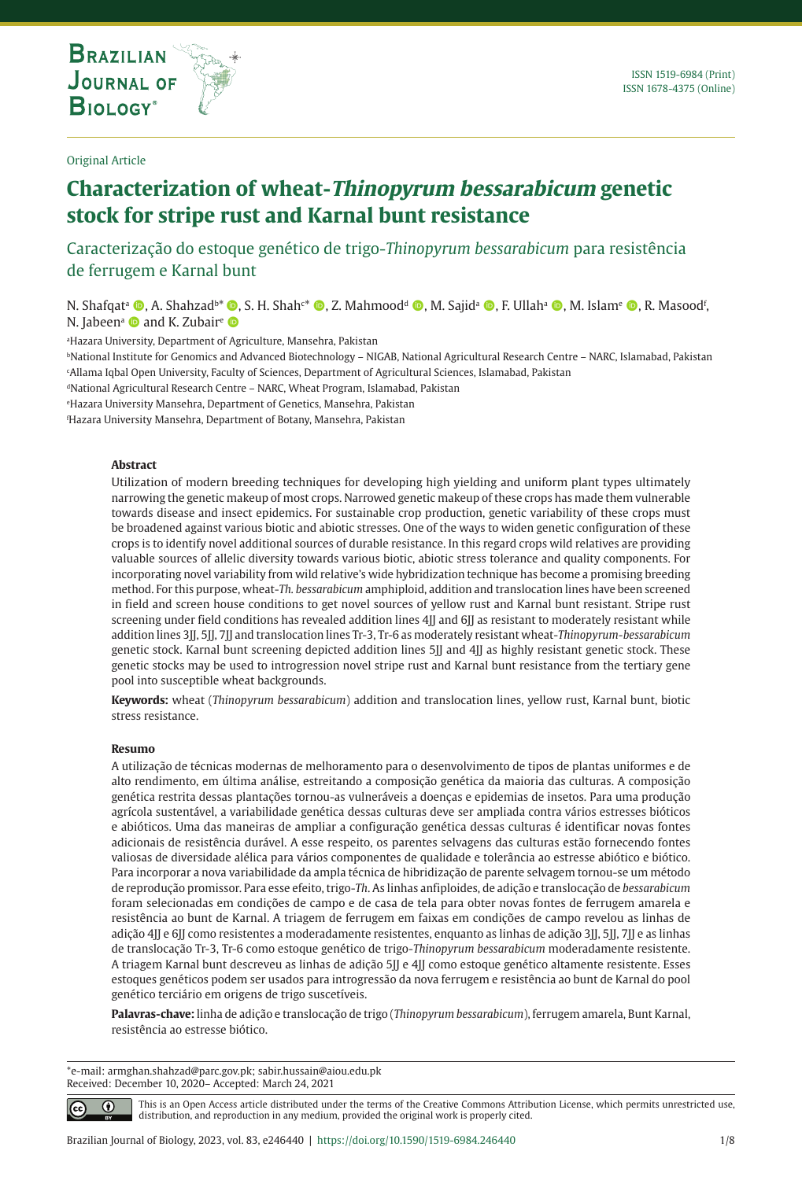Brazilian Journal of Biology®

ISSN 1519-6984 (Print)
ISSN 1678-4375 (Online)

Original Article

# Characterization of wheat-*Thinopyrum bessarabicum* genetic stock for stripe rust and Karnal bunt resistance

## Caracterização do estoque genético de trigo-*Thinopyrum bessarabicum* para resistência de ferrugem e Karnal bunt

N. Shafqat[a], A. Shahzad[b*], S. H. Shah[c*], Z. Mahmood[d], M. Sajid[a], F. Ullah[a], M. Islam[e], R. Masood[f], N. Jabeen[a] and K. Zubair[e]

[a]Hazara University, Department of Agriculture, Mansehra, Pakistan
[b]National Institute for Genomics and Advanced Biotechnology – NIGAB, National Agricultural Research Centre – NARC, Islamabad, Pakistan
[c]Allama Iqbal Open University, Faculty of Sciences, Department of Agricultural Sciences, Islamabad, Pakistan
[d]National Agricultural Research Centre – NARC, Wheat Program, Islamabad, Pakistan
[e]Hazara University Mansehra, Department of Genetics, Mansehra, Pakistan
[f]Hazara University Mansehra, Department of Botany, Mansehra, Pakistan

### Abstract

Utilization of modern breeding techniques for developing high yielding and uniform plant types ultimately narrowing the genetic makeup of most crops. Narrowed genetic makeup of these crops has made them vulnerable towards disease and insect epidemics. For sustainable crop production, genetic variability of these crops must be broadened against various biotic and abiotic stresses. One of the ways to widen genetic configuration of these crops is to identify novel additional sources of durable resistance. In this regard crops wild relatives are providing valuable sources of allelic diversity towards various biotic, abiotic stress tolerance and quality components. For incorporating novel variability from wild relative's wide hybridization technique has become a promising breeding method. For this purpose, wheat-*Th. bessarabicum* amphiploid, addition and translocation lines have been screened in field and screen house conditions to get novel sources of yellow rust and Karnal bunt resistant. Stripe rust screening under field conditions has revealed addition lines 4JJ and 6JJ as resistant to moderately resistant while addition lines 3JJ, 5JJ, 7JJ and translocation lines Tr-3, Tr-6 as moderately resistant wheat-*Thinopyrum-bessarabicum* genetic stock. Karnal bunt screening depicted addition lines 5JJ and 4JJ as highly resistant genetic stock. These genetic stocks may be used to introgression novel stripe rust and Karnal bunt resistance from the tertiary gene pool into susceptible wheat backgrounds.

**Keywords:** wheat (*Thinopyrum bessarabicum*) addition and translocation lines, yellow rust, Karnal bunt, biotic stress resistance.

### Resumo

A utilização de técnicas modernas de melhoramento para o desenvolvimento de tipos de plantas uniformes e de alto rendimento, em última análise, estreitando a composição genética da maioria das culturas. A composição genética restrita dessas plantações tornou-as vulneráveis a doenças e epidemias de insetos. Para uma produção agrícola sustentável, a variabilidade genética dessas culturas deve ser ampliada contra vários estresses bióticos e abióticos. Uma das maneiras de ampliar a configuração genética dessas culturas é identificar novas fontes adicionais de resistência durável. A esse respeito, os parentes selvagens das culturas estão fornecendo fontes valiosas de diversidade alélica para vários componentes de qualidade e tolerância ao estresse abiótico e biótico. Para incorporar a nova variabilidade da ampla técnica de hibridização de parente selvagem tornou-se um método de reprodução promissor. Para esse efeito, trigo-*Th.* As linhas anfiploides, de adição e translocação de *bessarabicum* foram selecionadas em condições de campo e de casa de tela para obter novas fontes de ferrugem amarela e resistência ao bunt de Karnal. A triagem de ferrugem em faixas em condições de campo revelou as linhas de adição 4JJ e 6JJ como resistentes a moderadamente resistentes, enquanto as linhas de adição 3JJ, 5JJ, 7JJ e as linhas de translocação Tr-3, Tr-6 como estoque genético de trigo-*Thinopyrum bessarabicum* moderadamente resistente. A triagem Karnal bunt descreveu as linhas de adição 5JJ e 4JJ como estoque genético altamente resistente. Esses estoques genéticos podem ser usados para introgressão da nova ferrugem e resistência ao bunt de Karnal do pool genético terciário em origens de trigo suscetíveis.

**Palavras-chave:** linha de adição e translocação de trigo (*Thinopyrum bessarabicum*), ferrugem amarela, Bunt Karnal, resistência ao estresse biótico.

---

*e-mail: armghan.shahzad@parc.gov.pk; sabir.hussain@aiou.edu.pk
Received: December 10, 2020– Accepted: March 24, 2021

This is an Open Access article distributed under the terms of the Creative Commons Attribution License, which permits unrestricted use, distribution, and reproduction in any medium, provided the original work is properly cited.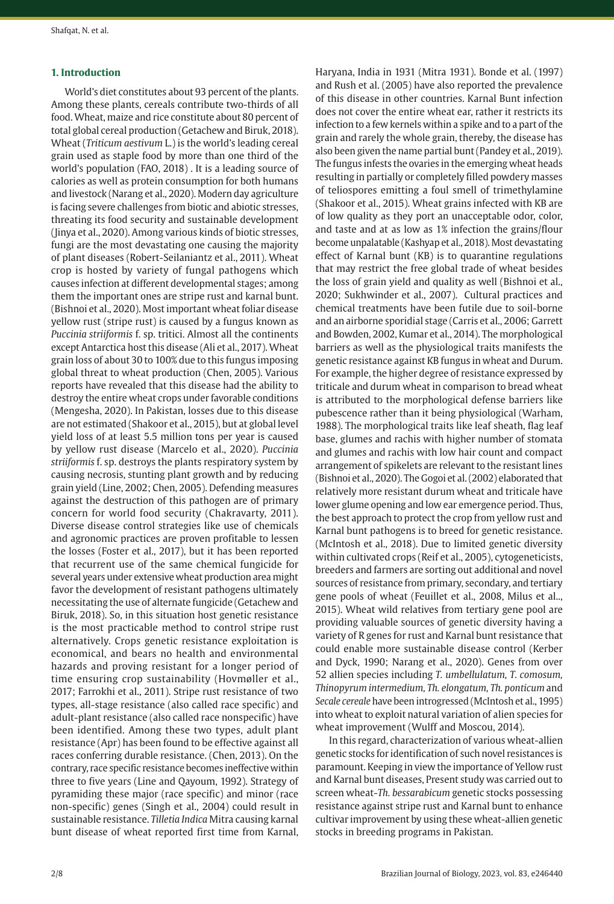## 1. Introduction

World's diet constitutes about 93 percent of the plants. Among these plants, cereals contribute two-thirds of all food. Wheat, maize and rice constitute about 80 percent of total global cereal production (Getachew and Biruk, 2018). Wheat (*Triticum aestivum* L.) is the world's leading cereal grain used as staple food by more than one third of the world's population (FAO, 2018) . It is a leading source of calories as well as protein consumption for both humans and livestock (Narang et al., 2020). Modern day agriculture is facing severe challenges from biotic and abiotic stresses, threating its food security and sustainable development (Jinya et al., 2020). Among various kinds of biotic stresses, fungi are the most devastating one causing the majority of plant diseases (Robert-Seilaniantz et al., 2011). Wheat crop is hosted by variety of fungal pathogens which causes infection at different developmental stages; among them the important ones are stripe rust and karnal bunt. (Bishnoi et al., 2020). Most important wheat foliar disease yellow rust (stripe rust) is caused by a fungus known as *Puccinia striiformis* f. sp. tritici. Almost all the continents except Antarctica host this disease (Ali et al., 2017). Wheat grain loss of about 30 to 100% due to this fungus imposing global threat to wheat production (Chen, 2005). Various reports have revealed that this disease had the ability to destroy the entire wheat crops under favorable conditions (Mengesha, 2020). In Pakistan, losses due to this disease are not estimated (Shakoor et al., 2015), but at global level yield loss of at least 5.5 million tons per year is caused by yellow rust disease (Marcelo et al., 2020). *Puccinia striiformis* f. sp. destroys the plants respiratory system by causing necrosis, stunting plant growth and by reducing grain yield (Line, 2002; Chen, 2005). Defending measures against the destruction of this pathogen are of primary concern for world food security (Chakravarty, 2011). Diverse disease control strategies like use of chemicals and agronomic practices are proven profitable to lessen the losses (Foster et al., 2017), but it has been reported that recurrent use of the same chemical fungicide for several years under extensive wheat production area might favor the development of resistant pathogens ultimately necessitating the use of alternate fungicide (Getachew and Biruk, 2018). So, in this situation host genetic resistance is the most practicable method to control stripe rust alternatively. Crops genetic resistance exploitation is economical, and bears no health and environmental hazards and proving resistant for a longer period of time ensuring crop sustainability (Hovmøller et al., 2017; Farrokhi et al., 2011). Stripe rust resistance of two types, all-stage resistance (also called race specific) and adult-plant resistance (also called race nonspecific) have been identified. Among these two types, adult plant resistance (Apr) has been found to be effective against all races conferring durable resistance. (Chen, 2013). On the contrary, race specific resistance becomes ineffective within three to five years (Line and Qayoum, 1992). Strategy of pyramiding these major (race specific) and minor (race non-specific) genes (Singh et al., 2004) could result in sustainable resistance. *Tilletia Indica* Mitra causing karnal bunt disease of wheat reported first time from Karnal, Haryana, India in 1931 (Mitra 1931). Bonde et al. (1997) and Rush et al. (2005) have also reported the prevalence of this disease in other countries. Karnal Bunt infection does not cover the entire wheat ear, rather it restricts its infection to a few kernels within a spike and to a part of the grain and rarely the whole grain, thereby, the disease has also been given the name partial bunt (Pandey et al., 2019). The fungus infests the ovaries in the emerging wheat heads resulting in partially or completely filled powdery masses of teliospores emitting a foul smell of trimethylamine (Shakoor et al., 2015). Wheat grains infected with KB are of low quality as they port an unacceptable odor, color, and taste and at as low as 1% infection the grains/flour become unpalatable (Kashyap et al., 2018). Most devastating effect of Karnal bunt (KB) is to quarantine regulations that may restrict the free global trade of wheat besides the loss of grain yield and quality as well (Bishnoi et al., 2020; Sukhwinder et al., 2007). Cultural practices and chemical treatments have been futile due to soil-borne and an airborne sporidial stage (Carris et al., 2006; Garrett and Bowden, 2002, Kumar et al., 2014). The morphological barriers as well as the physiological traits manifests the genetic resistance against KB fungus in wheat and Durum. For example, the higher degree of resistance expressed by triticale and durum wheat in comparison to bread wheat is attributed to the morphological defense barriers like pubescence rather than it being physiological (Warham, 1988). The morphological traits like leaf sheath, flag leaf base, glumes and rachis with higher number of stomata and glumes and rachis with low hair count and compact arrangement of spikelets are relevant to the resistant lines (Bishnoi et al., 2020). The Gogoi et al. (2002) elaborated that relatively more resistant durum wheat and triticale have lower glume opening and low ear emergence period. Thus, the best approach to protect the crop from yellow rust and Karnal bunt pathogens is to breed for genetic resistance. (McIntosh et al., 2018). Due to limited genetic diversity within cultivated crops (Reif et al., 2005), cytogeneticists, breeders and farmers are sorting out additional and novel sources of resistance from primary, secondary, and tertiary gene pools of wheat (Feuillet et al., 2008, Milus et al.., 2015). Wheat wild relatives from tertiary gene pool are providing valuable sources of genetic diversity having a variety of R genes for rust and Karnal bunt resistance that could enable more sustainable disease control (Kerber and Dyck, 1990; Narang et al., 2020). Genes from over 52 allien species including *T. umbellulatum, T. comosum, Thinopyrum intermedium, Th. elongatum, Th. ponticum* and *Secale cereale* have been introgressed (McIntosh et al., 1995) into wheat to exploit natural variation of alien species for wheat improvement (Wulff and Moscou, 2014).

In this regard, characterization of various wheat-allien genetic stocks for identification of such novel resistances is paramount. Keeping in view the importance of Yellow rust and Karnal bunt diseases, Present study was carried out to screen wheat-*Th. bessarabicum* genetic stocks possessing resistance against stripe rust and Karnal bunt to enhance cultivar improvement by using these wheat-allien genetic stocks in breeding programs in Pakistan.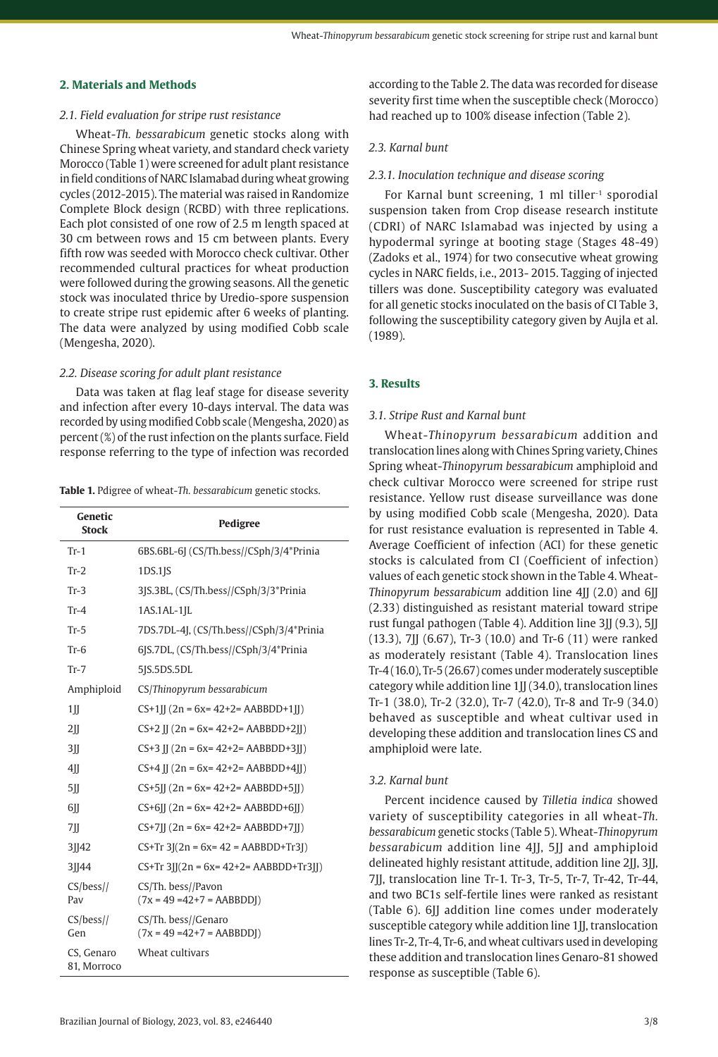## 2. Materials and Methods

### *2.1. Field evaluation for stripe rust resistance*

Wheat-*Th. bessarabicum* genetic stocks along with Chinese Spring wheat variety, and standard check variety Morocco (Table 1) were screened for adult plant resistance in field conditions of NARC Islamabad during wheat growing cycles (2012-2015). The material was raised in Randomize Complete Block design (RCBD) with three replications. Each plot consisted of one row of 2.5 m length spaced at 30 cm between rows and 15 cm between plants. Every fifth row was seeded with Morocco check cultivar. Other recommended cultural practices for wheat production were followed during the growing seasons. All the genetic stock was inoculated thrice by Uredio-spore suspension to create stripe rust epidemic after 6 weeks of planting. The data were analyzed by using modified Cobb scale (Mengesha, 2020).

### *2.2. Disease scoring for adult plant resistance*

Data was taken at flag leaf stage for disease severity and infection after every 10-days interval. The data was recorded by using modified Cobb scale (Mengesha, 2020) as percent (%) of the rust infection on the plants surface. Field response referring to the type of infection was recorded according to the Table 2. The data was recorded for disease severity first time when the susceptible check (Morocco) had reached up to 100% disease infection (Table 2).

**Table 1.** Pedigree of wheat-*Th. bessarabicum* genetic stocks.

| Genetic Stock | Pedigree |
|---|---|
| Tr-1 | 6BS.6BL-6J (CS/Th.bess//CSph/3/4*Prinia |
| Tr-2 | 1DS.1JS |
| Tr-3 | 3JS.3BL, (CS/Th.bess//CSph/3/3*Prinia |
| Tr-4 | 1AS.1AL-1JL |
| Tr-5 | 7DS.7DL-4J, (CS/Th.bess//CSph/3/4*Prinia |
| Tr-6 | 6JS.7DL, (CS/Th.bess//CSph/3/4*Prinia |
| Tr-7 | 5JS.5DS.5DL |
| Amphiploid | CS/*Thinopyrum bessarabicum* |
| 1JJ | CS+1JJ (2n = 6x= 42+2= AABBDD+1JJ) |
| 2JJ | CS+2 JJ (2n = 6x= 42+2= AABBDD+2JJ) |
| 3JJ | CS+3 JJ (2n = 6x= 42+2= AABBDD+3JJ) |
| 4JJ | CS+4 JJ (2n = 6x= 42+2= AABBDD+4JJ) |
| 5JJ | CS+5JJ (2n = 6x= 42+2= AABBDD+5JJ) |
| 6JJ | CS+6JJ (2n = 6x= 42+2= AABBDD+6JJ) |
| 7JJ | CS+7JJ (2n = 6x= 42+2= AABBDD+7JJ) |
| 3JJ42 | CS+Tr 3J(2n = 6x= 42 = AABBDD+Tr3J) |
| 3JJ44 | CS+Tr 3JJ(2n = 6x= 42+2= AABBDD+Tr3JJ) |
| CS/bess// Pav | CS/Th. bess//Pavon (7x = 49 =42+7 = AABBDDJ) |
| CS/bess// Gen | CS/Th. bess//Genaro (7x = 49 =42+7 = AABBDDJ) |
| CS, Genaro 81, Morroco | Wheat cultivars |

### *2.3. Karnal bunt*

#### *2.3.1. Inoculation technique and disease scoring*

For Karnal bunt screening, 1 ml tiller$^{-1}$ sporodial suspension taken from Crop disease research institute (CDRI) of NARC Islamabad was injected by using a hypodermal syringe at booting stage (Stages 48-49) (Zadoks et al., 1974) for two consecutive wheat growing cycles in NARC fields, i.e., 2013- 2015. Tagging of injected tillers was done. Susceptibility category was evaluated for all genetic stocks inoculated on the basis of CI Table 3, following the susceptibility category given by Aujla et al. (1989).

## 3. Results

### *3.1. Stripe Rust and Karnal bunt*

Wheat-*Thinopyrum bessarabicum* addition and translocation lines along with Chines Spring variety, Chines Spring wheat-*Thinopyrum bessarabicum* amphiploid and check cultivar Morocco were screened for stripe rust resistance. Yellow rust disease surveillance was done by using modified Cobb scale (Mengesha, 2020). Data for rust resistance evaluation is represented in Table 4. Average Coefficient of infection (ACI) for these genetic stocks is calculated from CI (Coefficient of infection) values of each genetic stock shown in the Table 4. Wheat-*Thinopyrum bessarabicum* addition line 4JJ (2.0) and 6JJ (2.33) distinguished as resistant material toward stripe rust fungal pathogen (Table 4). Addition line 3JJ (9.3), 5JJ (13.3), 7JJ (6.67), Tr-3 (10.0) and Tr-6 (11) were ranked as moderately resistant (Table 4). Translocation lines Tr-4 (16.0), Tr-5 (26.67) comes under moderately susceptible category while addition line 1JJ (34.0), translocation lines Tr-1 (38.0), Tr-2 (32.0), Tr-7 (42.0), Tr-8 and Tr-9 (34.0) behaved as susceptible and wheat cultivar used in developing these addition and translocation lines CS and amphiploid were late.

### *3.2. Karnal bunt*

Percent incidence caused by *Tilletia indica* showed variety of susceptibility categories in all wheat-*Th. bessarabicum* genetic stocks (Table 5). Wheat-*Thinopyrum bessarabicum* addition line 4JJ, 5JJ and amphiploid delineated highly resistant attitude, addition line 2JJ, 3JJ, 7JJ, translocation line Tr-1. Tr-3, Tr-5, Tr-7, Tr-42, Tr-44, and two BC1s self-fertile lines were ranked as resistant (Table 6). 6JJ addition line comes under moderately susceptible category while addition line 1JJ, translocation lines Tr-2, Tr-4, Tr-6, and wheat cultivars used in developing these addition and translocation lines Genaro-81 showed response as susceptible (Table 6).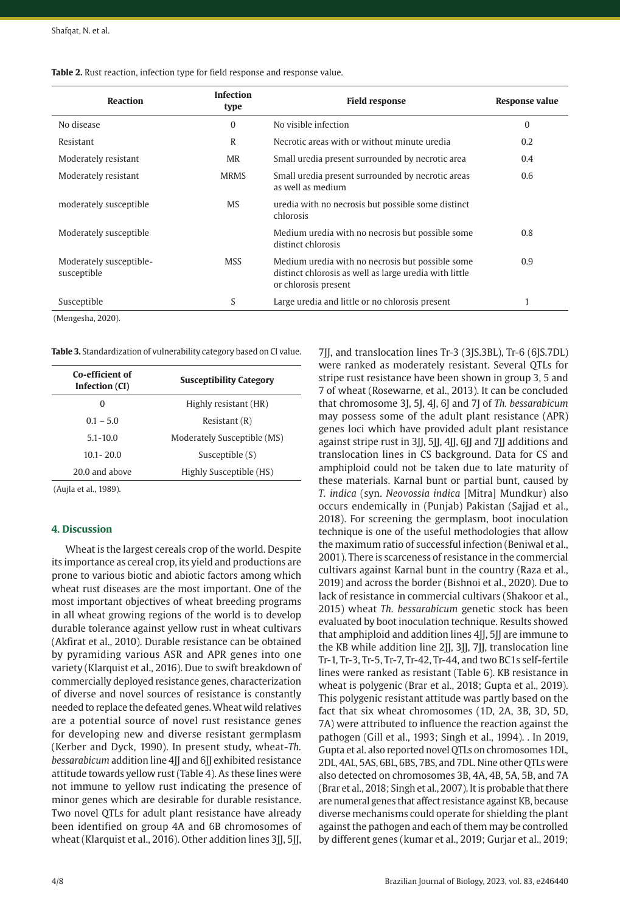**Table 2.** Rust reaction, infection type for field response and response value.

| Reaction | Infection type | Field response | Response value |
|---|---|---|---|
| No disease | 0 | No visible infection | 0 |
| Resistant | R | Necrotic areas with or without minute uredia | 0.2 |
| Moderately resistant | MR | Small uredia present surrounded by necrotic area | 0.4 |
| Moderately resistant | MRMS | Small uredia present surrounded by necrotic areas as well as medium | 0.6 |
| moderately susceptible | MS | uredia with no necrosis but possible some distinct chlorosis | |
| Moderately susceptible | | Medium uredia with no necrosis but possible some distinct chlorosis | 0.8 |
| Moderately susceptible-susceptible | MSS | Medium uredia with no necrosis but possible some distinct chlorosis as well as large uredia with little or chlorosis present | 0.9 |
| Susceptible | S | Large uredia and little or no chlorosis present | 1 |

(Mengesha, 2020).

**Table 3.** Standardization of vulnerability category based on CI value.

| Co-efficient of Infection (CI) | Susceptibility Category |
|---|---|
| 0 | Highly resistant (HR) |
| 0.1 – 5.0 | Resistant (R) |
| 5.1-10.0 | Moderately Susceptible (MS) |
| 10.1- 20.0 | Susceptible (S) |
| 20.0 and above | Highly Susceptible (HS) |

(Aujla et al., 1989).

## 4. Discussion

Wheat is the largest cereals crop of the world. Despite its importance as cereal crop, its yield and productions are prone to various biotic and abiotic factors among which wheat rust diseases are the most important. One of the most important objectives of wheat breeding programs in all wheat growing regions of the world is to develop durable tolerance against yellow rust in wheat cultivars (Akfirat et al., 2010). Durable resistance can be obtained by pyramiding various ASR and APR genes into one variety (Klarquist et al., 2016). Due to swift breakdown of commercially deployed resistance genes, characterization of diverse and novel sources of resistance is constantly needed to replace the defeated genes. Wheat wild relatives are a potential source of novel rust resistance genes for developing new and diverse resistant germplasm (Kerber and Dyck, 1990). In present study, wheat-*Th. bessarabicum* addition line 4JJ and 6JJ exhibited resistance attitude towards yellow rust (Table 4). As these lines were not immune to yellow rust indicating the presence of minor genes which are desirable for durable resistance. Two novel QTLs for adult plant resistance have already been identified on group 4A and 6B chromosomes of wheat (Klarquist et al., 2016). Other addition lines 3JJ, 5JJ, 7JJ, and translocation lines Tr-3 (3JS.3BL), Tr-6 (6JS.7DL) were ranked as moderately resistant. Several QTLs for stripe rust resistance have been shown in group 3, 5 and 7 of wheat (Rosewarne, et al., 2013). It can be concluded that chromosome 3J, 5J, 4J, 6J and 7J of *Th. bessarabicum* may possess some of the adult plant resistance (APR) genes loci which have provided adult plant resistance against stripe rust in 3JJ, 5JJ, 4JJ, 6JJ and 7JJ additions and translocation lines in CS background. Data for CS and amphiploid could not be taken due to late maturity of these materials. Karnal bunt or partial bunt, caused by *T. indica* (syn. *Neovossia indica* [Mitra] Mundkur) also occurs endemically in (Punjab) Pakistan (Sajjad et al., 2018). For screening the germplasm, boot inoculation technique is one of the useful methodologies that allow the maximum ratio of successful infection (Beniwal et al., 2001). There is scarceness of resistance in the commercial cultivars against Karnal bunt in the country (Raza et al., 2019) and across the border (Bishnoi et al., 2020). Due to lack of resistance in commercial cultivars (Shakoor et al., 2015) wheat *Th. bessarabicum* genetic stock has been evaluated by boot inoculation technique. Results showed that amphiploid and addition lines 4JJ, 5JJ are immune to the KB while addition line 2JJ, 3JJ, 7JJ, translocation line Tr-1, Tr-3, Tr-5, Tr-7, Tr-42, Tr-44, and two BC1s self-fertile lines were ranked as resistant (Table 6). KB resistance in wheat is polygenic (Brar et al., 2018; Gupta et al., 2019). This polygenic resistant attitude was partly based on the fact that six wheat chromosomes (1D, 2A, 3B, 3D, 5D, 7A) were attributed to influence the reaction against the pathogen (Gill et al., 1993; Singh et al., 1994). . In 2019, Gupta et al. also reported novel QTLs on chromosomes 1DL, 2DL, 4AL, 5AS, 6BL, 6BS, 7BS, and 7DL. Nine other QTLs were also detected on chromosomes 3B, 4A, 4B, 5A, 5B, and 7A (Brar et al., 2018; Singh et al., 2007). It is probable that there are numeral genes that affect resistance against KB, because diverse mechanisms could operate for shielding the plant against the pathogen and each of them may be controlled by different genes (kumar et al., 2019; Gurjar et al., 2019;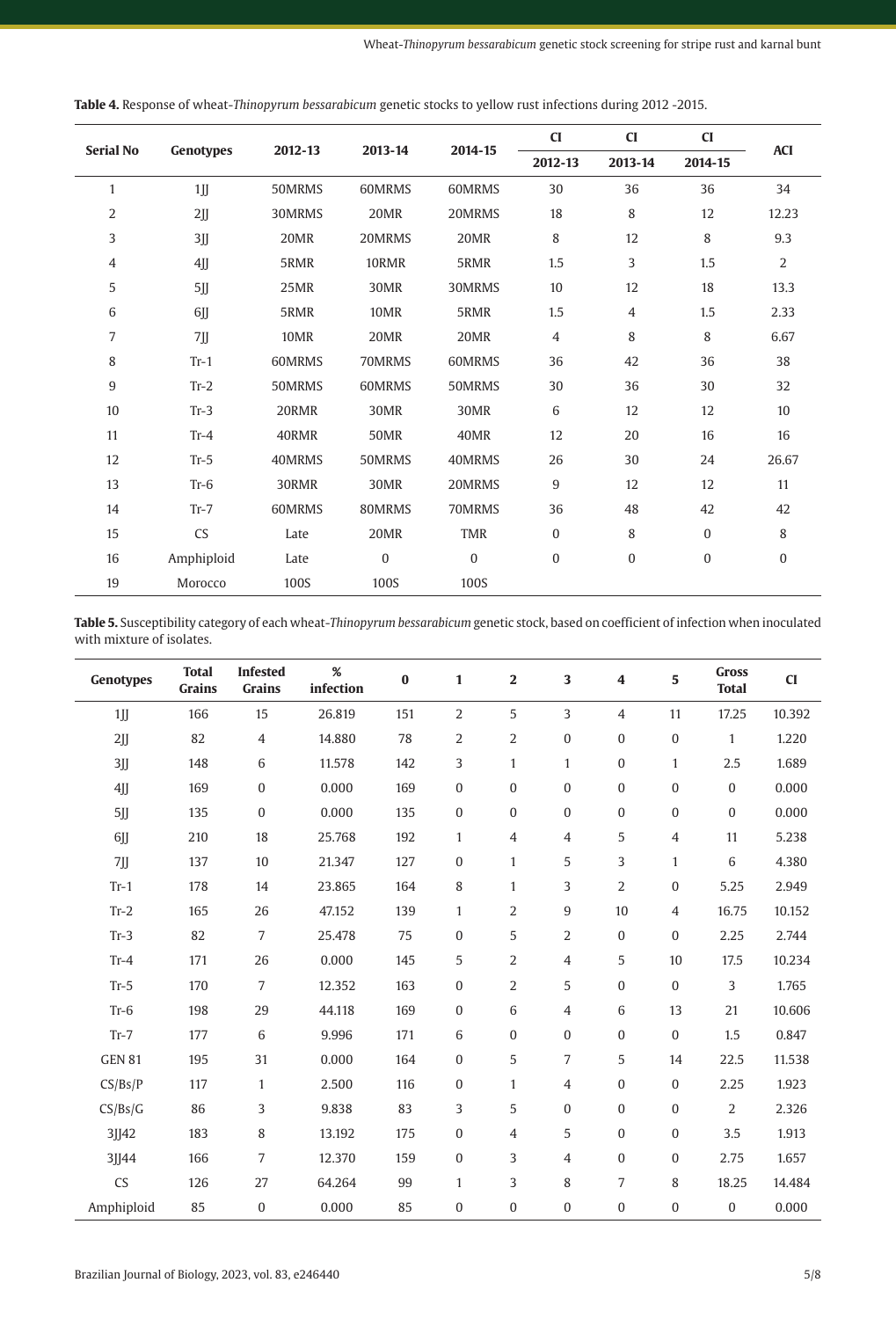**Table 4.** Response of wheat-*Thinopyrum bessarabicum* genetic stocks to yellow rust infections during 2012 -2015.

| Serial No | Genotypes | 2012-13 | 2013-14 | 2014-15 | CI 2012-13 | CI 2013-14 | CI 2014-15 | ACI |
|---|---|---|---|---|---|---|---|---|
| 1 | 1JJ | 50MRMS | 60MRMS | 60MRMS | 30 | 36 | 36 | 34 |
| 2 | 2JJ | 30MRMS | 20MR | 20MRMS | 18 | 8 | 12 | 12.23 |
| 3 | 3JJ | 20MR | 20MRMS | 20MR | 8 | 12 | 8 | 9.3 |
| 4 | 4JJ | 5RMR | 10RMR | 5RMR | 1.5 | 3 | 1.5 | 2 |
| 5 | 5JJ | 25MR | 30MR | 30MRMS | 10 | 12 | 18 | 13.3 |
| 6 | 6JJ | 5RMR | 10MR | 5RMR | 1.5 | 4 | 1.5 | 2.33 |
| 7 | 7JJ | 10MR | 20MR | 20MR | 4 | 8 | 8 | 6.67 |
| 8 | Tr-1 | 60MRMS | 70MRMS | 60MRMS | 36 | 42 | 36 | 38 |
| 9 | Tr-2 | 50MRMS | 60MRMS | 50MRMS | 30 | 36 | 30 | 32 |
| 10 | Tr-3 | 20RMR | 30MR | 30MR | 6 | 12 | 12 | 10 |
| 11 | Tr-4 | 40RMR | 50MR | 40MR | 12 | 20 | 16 | 16 |
| 12 | Tr-5 | 40MRMS | 50MRMS | 40MRMS | 26 | 30 | 24 | 26.67 |
| 13 | Tr-6 | 30RMR | 30MR | 20MRMS | 9 | 12 | 12 | 11 |
| 14 | Tr-7 | 60MRMS | 80MRMS | 70MRMS | 36 | 48 | 42 | 42 |
| 15 | CS | Late | 20MR | TMR | 0 | 8 | 0 | 8 |
| 16 | Amphiploid | Late | 0 | 0 | 0 | 0 | 0 | 0 |
| 19 | Morocco | 100S | 100S | 100S | | | | |

**Table 5.** Susceptibility category of each wheat-*Thinopyrum bessarabicum* genetic stock, based on coefficient of infection when inoculated with mixture of isolates.

| Genotypes | Total Grains | Infested Grains | % infection | 0 | 1 | 2 | 3 | 4 | 5 | Gross Total | CI |
|---|---|---|---|---|---|---|---|---|---|---|---|
| 1JJ | 166 | 15 | 26.819 | 151 | 2 | 5 | 3 | 4 | 11 | 17.25 | 10.392 |
| 2JJ | 82 | 4 | 14.880 | 78 | 2 | 2 | 0 | 0 | 0 | 1 | 1.220 |
| 3JJ | 148 | 6 | 11.578 | 142 | 3 | 1 | 1 | 0 | 1 | 2.5 | 1.689 |
| 4JJ | 169 | 0 | 0.000 | 169 | 0 | 0 | 0 | 0 | 0 | 0 | 0.000 |
| 5JJ | 135 | 0 | 0.000 | 135 | 0 | 0 | 0 | 0 | 0 | 0 | 0.000 |
| 6JJ | 210 | 18 | 25.768 | 192 | 1 | 4 | 4 | 5 | 4 | 11 | 5.238 |
| 7JJ | 137 | 10 | 21.347 | 127 | 0 | 1 | 5 | 3 | 1 | 6 | 4.380 |
| Tr-1 | 178 | 14 | 23.865 | 164 | 8 | 1 | 3 | 2 | 0 | 5.25 | 2.949 |
| Tr-2 | 165 | 26 | 47.152 | 139 | 1 | 2 | 9 | 10 | 4 | 16.75 | 10.152 |
| Tr-3 | 82 | 7 | 25.478 | 75 | 0 | 5 | 2 | 0 | 0 | 2.25 | 2.744 |
| Tr-4 | 171 | 26 | 0.000 | 145 | 5 | 2 | 4 | 5 | 10 | 17.5 | 10.234 |
| Tr-5 | 170 | 7 | 12.352 | 163 | 0 | 2 | 5 | 0 | 0 | 3 | 1.765 |
| Tr-6 | 198 | 29 | 44.118 | 169 | 0 | 6 | 4 | 6 | 13 | 21 | 10.606 |
| Tr-7 | 177 | 6 | 9.996 | 171 | 6 | 0 | 0 | 0 | 0 | 1.5 | 0.847 |
| GEN 81 | 195 | 31 | 0.000 | 164 | 0 | 5 | 7 | 5 | 14 | 22.5 | 11.538 |
| CS/Bs/P | 117 | 1 | 2.500 | 116 | 0 | 1 | 4 | 0 | 0 | 2.25 | 1.923 |
| CS/Bs/G | 86 | 3 | 9.838 | 83 | 3 | 5 | 0 | 0 | 0 | 2 | 2.326 |
| 3JJ42 | 183 | 8 | 13.192 | 175 | 0 | 4 | 5 | 0 | 0 | 3.5 | 1.913 |
| 3JJ44 | 166 | 7 | 12.370 | 159 | 0 | 3 | 4 | 0 | 0 | 2.75 | 1.657 |
| CS | 126 | 27 | 64.264 | 99 | 1 | 3 | 8 | 7 | 8 | 18.25 | 14.484 |
| Amphiploid | 85 | 0 | 0.000 | 85 | 0 | 0 | 0 | 0 | 0 | 0 | 0.000 |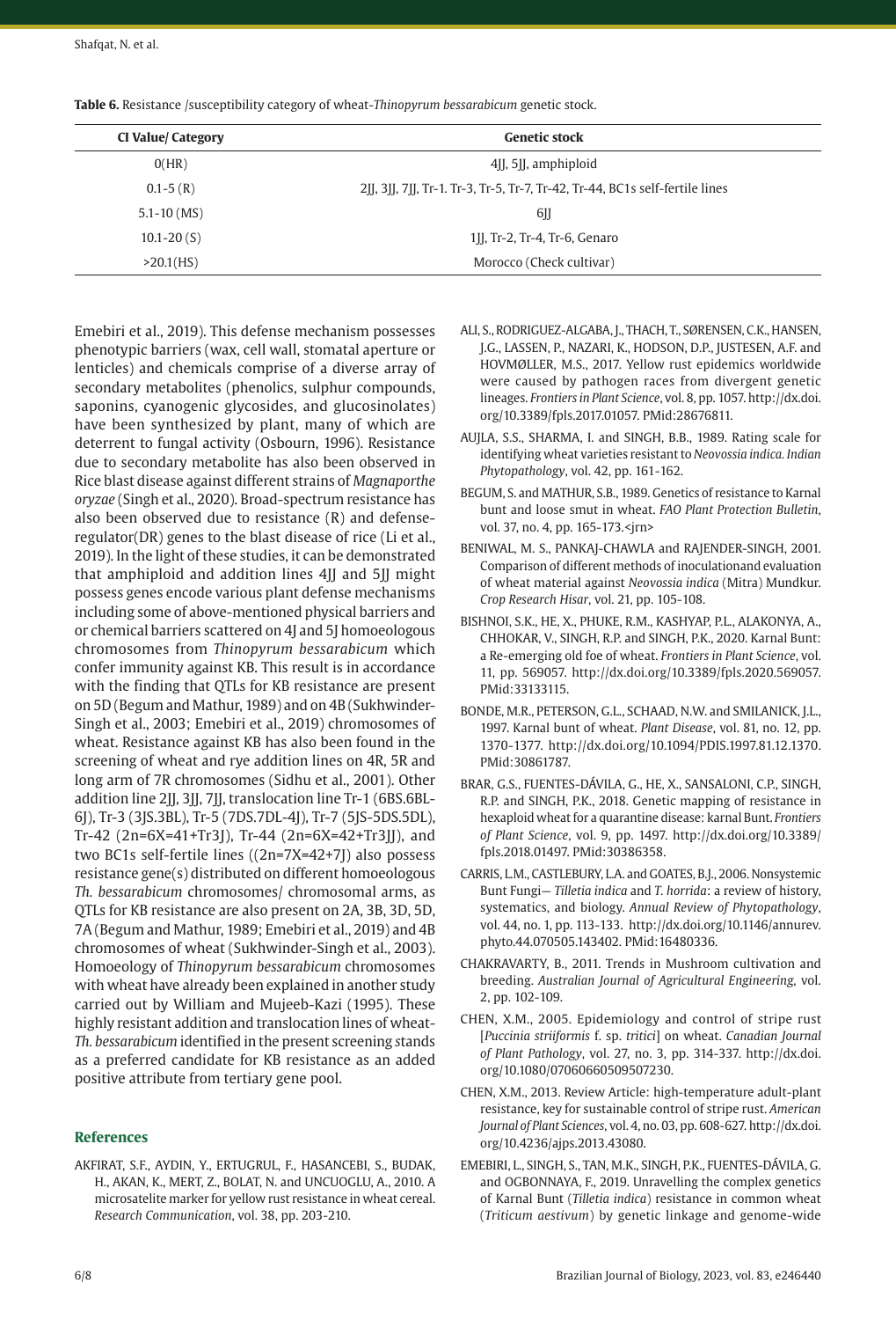**Table 6.** Resistance /susceptibility category of wheat-*Thinopyrum bessarabicum* genetic stock.

| CI Value/ Category | Genetic stock |
|---|---|
| 0(HR) | 4JJ, 5JJ, amphiploid |
| 0.1-5 (R) | 2JJ, 3JJ, 7JJ, Tr-1. Tr-3, Tr-5, Tr-7, Tr-42, Tr-44, BC1s self-fertile lines |
| 5.1-10 (MS) | 6JJ |
| 10.1-20 (S) | 1JJ, Tr-2, Tr-4, Tr-6, Genaro |
| >20.1(HS) | Morocco (Check cultivar) |

Emebiri et al., 2019). This defense mechanism possesses phenotypic barriers (wax, cell wall, stomatal aperture or lenticles) and chemicals comprise of a diverse array of secondary metabolites (phenolics, sulphur compounds, saponins, cyanogenic glycosides, and glucosinolates) have been synthesized by plant, many of which are deterrent to fungal activity (Osbourn, 1996). Resistance due to secondary metabolite has also been observed in Rice blast disease against different strains of *Magnaporthe oryzae* (Singh et al., 2020). Broad-spectrum resistance has also been observed due to resistance (R) and defense-regulator(DR) genes to the blast disease of rice (Li et al., 2019). In the light of these studies, it can be demonstrated that amphiploid and addition lines 4JJ and 5JJ might possess genes encode various plant defense mechanisms including some of above-mentioned physical barriers and or chemical barriers scattered on 4J and 5J homoeologous chromosomes from *Thinopyrum bessarabicum* which confer immunity against KB. This result is in accordance with the finding that QTLs for KB resistance are present on 5D (Begum and Mathur, 1989) and on 4B (Sukhwinder-Singh et al., 2003; Emebiri et al., 2019) chromosomes of wheat. Resistance against KB has also been found in the screening of wheat and rye addition lines on 4R, 5R and long arm of 7R chromosomes (Sidhu et al., 2001). Other addition line 2JJ, 3JJ, 7JJ, translocation line Tr-1 (6BS.6BL-6J), Tr-3 (3JS.3BL), Tr-5 (7DS.7DL-4J), Tr-7 (5JS-5DS.5DL), Tr-42 (2n=6X=41+Tr3J), Tr-44 (2n=6X=42+Tr3JJ), and two BC1s self-fertile lines ((2n=7X=42+7J) also possess resistance gene(s) distributed on different homoeologous *Th. bessarabicum* chromosomes/ chromosomal arms, as QTLs for KB resistance are also present on 2A, 3B, 3D, 5D, 7A (Begum and Mathur, 1989; Emebiri et al., 2019) and 4B chromosomes of wheat (Sukhwinder-Singh et al., 2003). Homoeology of *Thinopyrum bessarabicum* chromosomes with wheat have already been explained in another study carried out by William and Mujeeb-Kazi (1995). These highly resistant addition and translocation lines of wheat-*Th. bessarabicum* identified in the present screening stands as a preferred candidate for KB resistance as an added positive attribute from tertiary gene pool.

## References

AKFIRAT, S.F., AYDIN, Y., ERTUGRUL, F., HASANCEBI, S., BUDAK, H., AKAN, K., MERT, Z., BOLAT, N. and UNCUOGLU, A., 2010. A microsatelite marker for yellow rust resistance in wheat cereal. *Research Communication*, vol. 38, pp. 203-210.

ALI, S., RODRIGUEZ-ALGABA, J., THACH, T., SØRENSEN, C.K., HANSEN, J.G., LASSEN, P., NAZARI, K., HODSON, D.P., JUSTESEN, A.F. and HOVMØLLER, M.S., 2017. Yellow rust epidemics worldwide were caused by pathogen races from divergent genetic lineages. *Frontiers in Plant Science*, vol. 8, pp. 1057. http://dx.doi.org/10.3389/fpls.2017.01057. PMid:28676811.

AUJLA, S.S., SHARMA, I. and SINGH, B.B., 1989. Rating scale for identifying wheat varieties resistant to *Neovossia indica*. *Indian Phytopathology*, vol. 42, pp. 161-162.

BEGUM, S. and MATHUR, S.B., 1989. Genetics of resistance to Karnal bunt and loose smut in wheat. *FAO Plant Protection Bulletin*, vol. 37, no. 4, pp. 165-173.<jrn>

BENIWAL, M. S., PANKAJ-CHAWLA and RAJENDER-SINGH, 2001. Comparison of different methods of inoculationand evaluation of wheat material against *Neovossia indica* (Mitra) Mundkur. *Crop Research Hisar*, vol. 21, pp. 105-108.

BISHNOI, S.K., HE, X., PHUKE, R.M., KASHYAP, P.L., ALAKONYA, A., CHHOKAR, V., SINGH, R.P. and SINGH, P.K., 2020. Karnal Bunt: a Re-emerging old foe of wheat. *Frontiers in Plant Science*, vol. 11, pp. 569057. http://dx.doi.org/10.3389/fpls.2020.569057. PMid:33133115.

BONDE, M.R., PETERSON, G.L., SCHAAD, N.W. and SMILANICK, J.L., 1997. Karnal bunt of wheat. *Plant Disease*, vol. 81, no. 12, pp. 1370-1377. http://dx.doi.org/10.1094/PDIS.1997.81.12.1370. PMid:30861787.

BRAR, G.S., FUENTES-DÁVILA, G., HE, X., SANSALONI, C.P., SINGH, R.P. and SINGH, P.K., 2018. Genetic mapping of resistance in hexaploid wheat for a quarantine disease: karnal Bunt. *Frontiers of Plant Science*, vol. 9, pp. 1497. http://dx.doi.org/10.3389/fpls.2018.01497. PMid:30386358.

CARRIS, L.M., CASTLEBURY, L.A. and GOATES, B.J., 2006. Nonsystemic Bunt Fungi— *Tilletia indica* and *T. horrida*: a review of history, systematics, and biology. *Annual Review of Phytopathology*, vol. 44, no. 1, pp. 113-133. http://dx.doi.org/10.1146/annurev.phyto.44.070505.143402. PMid:16480336.

CHAKRAVARTY, B., 2011. Trends in Mushroom cultivation and breeding. *Australian Journal of Agricultural Engineering*, vol. 2, pp. 102-109.

CHEN, X.M., 2005. Epidemiology and control of stripe rust [*Puccinia striiformis* f. sp. *tritici*] on wheat. *Canadian Journal of Plant Pathology*, vol. 27, no. 3, pp. 314-337. http://dx.doi.org/10.1080/07060660509507230.

CHEN, X.M., 2013. Review Article: high-temperature adult-plant resistance, key for sustainable control of stripe rust. *American Journal of Plant Sciences*, vol. 4, no. 03, pp. 608-627. http://dx.doi.org/10.4236/ajps.2013.43080.

EMEBIRI, L., SINGH, S., TAN, M.K., SINGH, P.K., FUENTES-DÁVILA, G. and OGBONNAYA, F., 2019. Unravelling the complex genetics of Karnal Bunt (*Tilletia indica*) resistance in common wheat (*Triticum aestivum*) by genetic linkage and genome-wide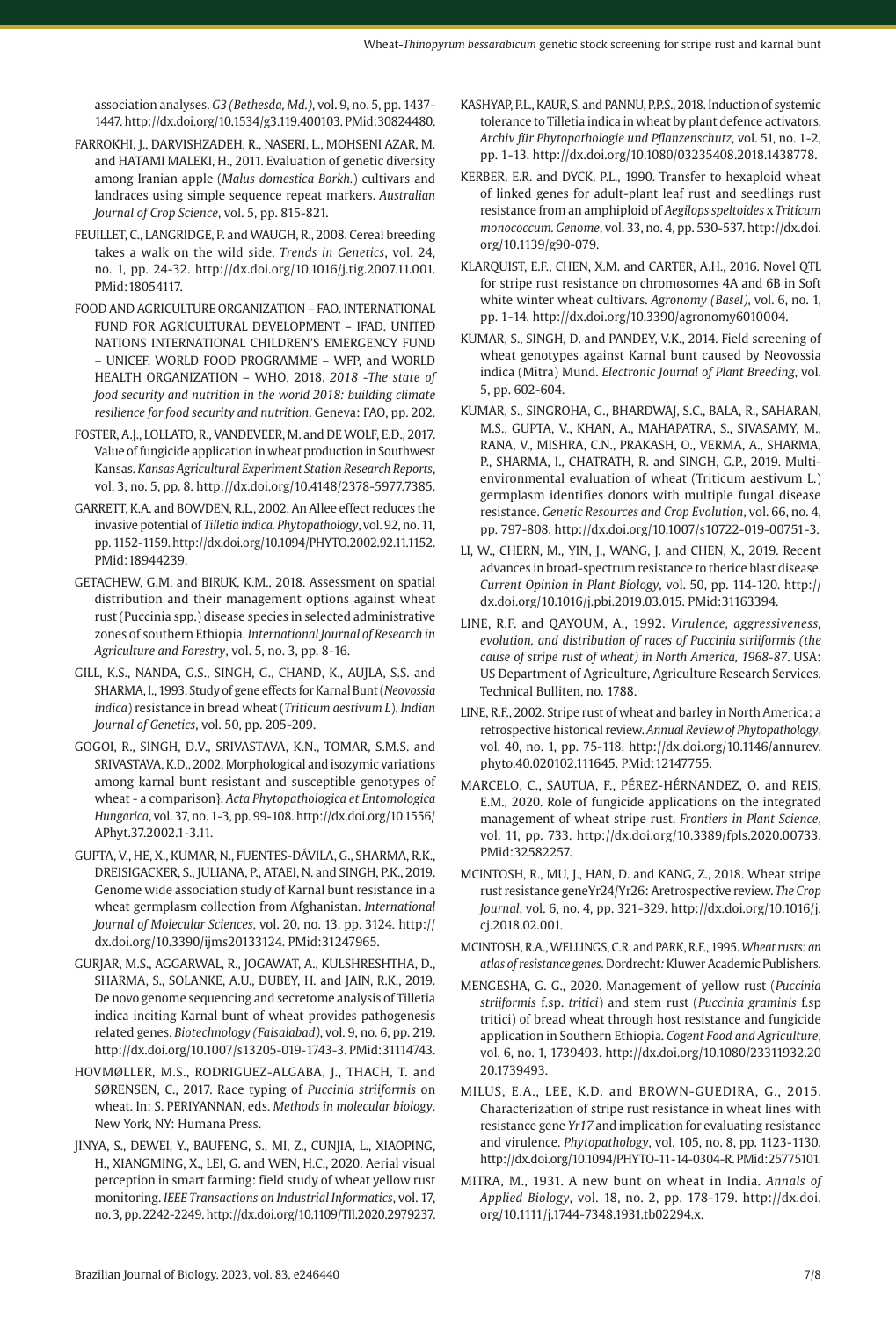association analyses. *G3 (Bethesda, Md.)*, vol. 9, no. 5, pp. 1437-1447. http://dx.doi.org/10.1534/g3.119.400103. PMid:30824480.

FARROKHI, J., DARVISHZADEH, R., NASERI, L., MOHSENI AZAR, M. and HATAMI MALEKI, H., 2011. Evaluation of genetic diversity among Iranian apple (*Malus domestica Borkh.*) cultivars and landraces using simple sequence repeat markers. *Australian Journal of Crop Science*, vol. 5, pp. 815-821.

FEUILLET, C., LANGRIDGE, P. and WAUGH, R., 2008. Cereal breeding takes a walk on the wild side. *Trends in Genetics*, vol. 24, no. 1, pp. 24-32. http://dx.doi.org/10.1016/j.tig.2007.11.001. PMid:18054117.

FOOD AND AGRICULTURE ORGANIZATION – FAO. INTERNATIONAL FUND FOR AGRICULTURAL DEVELOPMENT – IFAD. UNITED NATIONS INTERNATIONAL CHILDREN'S EMERGENCY FUND – UNICEF. WORLD FOOD PROGRAMME – WFP, and WORLD HEALTH ORGANIZATION – WHO, 2018. *2018 -The state of food security and nutrition in the world 2018: building climate resilience for food security and nutrition*. Geneva: FAO, pp. 202.

FOSTER, A.J., LOLLATO, R., VANDEVEER, M. and DE WOLF, E.D., 2017. Value of fungicide application in wheat production in Southwest Kansas. *Kansas Agricultural Experiment Station Research Reports*, vol. 3, no. 5, pp. 8. http://dx.doi.org/10.4148/2378-5977.7385.

GARRETT, K.A. and BOWDEN, R.L., 2002. An Allee effect reduces the invasive potential of *Tilletia indica*. *Phytopathology*, vol. 92, no. 11, pp. 1152-1159. http://dx.doi.org/10.1094/PHYTO.2002.92.11.1152. PMid:18944239.

GETACHEW, G.M. and BIRUK, K.M., 2018. Assessment on spatial distribution and their management options against wheat rust (Puccinia spp.) disease species in selected administrative zones of southern Ethiopia. *International Journal of Research in Agriculture and Forestry*, vol. 5, no. 3, pp. 8-16.

GILL, K.S., NANDA, G.S., SINGH, G., CHAND, K., AUJLA, S.S. and SHARMA, I., 1993. Study of gene effects for Karnal Bunt (*Neovossia indica*) resistance in bread wheat (*Triticum aestivum L*). *Indian Journal of Genetics*, vol. 50, pp. 205-209.

GOGOI, R., SINGH, D.V., SRIVASTAVA, K.N., TOMAR, S.M.S. and SRIVASTAVA, K.D., 2002. Morphological and isozymic variations among karnal bunt resistant and susceptible genotypes of wheat - a comparison}. *Acta Phytopathologica et Entomologica Hungarica*, vol. 37, no. 1-3, pp. 99-108. http://dx.doi.org/10.1556/APhyt.37.2002.1-3.11.

GUPTA, V., HE, X., KUMAR, N., FUENTES-DÁVILA, G., SHARMA, R.K., DREISIGACKER, S., JULIANA, P., ATAEI, N. and SINGH, P.K., 2019. Genome wide association study of Karnal bunt resistance in a wheat germplasm collection from Afghanistan. *International Journal of Molecular Sciences*, vol. 20, no. 13, pp. 3124. http://dx.doi.org/10.3390/ijms20133124. PMid:31247965.

GURJAR, M.S., AGGARWAL, R., JOGAWAT, A., KULSHRESHTHA, D., SHARMA, S., SOLANKE, A.U., DUBEY, H. and JAIN, R.K., 2019. De novo genome sequencing and secretome analysis of Tilletia indica inciting Karnal bunt of wheat provides pathogenesis related genes. *Biotechnology (Faisalabad)*, vol. 9, no. 6, pp. 219. http://dx.doi.org/10.1007/s13205-019-1743-3. PMid:31114743.

HOVMØLLER, M.S., RODRIGUEZ-ALGABA, J., THACH, T. and SØRENSEN, C., 2017. Race typing of *Puccinia striiformis* on wheat. In: S. PERIYANNAN, eds. *Methods in molecular biology*. New York, NY: Humana Press.

JINYA, S., DEWEI, Y., BAUFENG, S., MI, Z., CUNJIA, L., XIAOPING, H., XIANGMING, X., LEI, G. and WEN, H.C., 2020. Aerial visual perception in smart farming: field study of wheat yellow rust monitoring. *IEEE Transactions on Industrial Informatics*, vol. 17, no. 3, pp. 2242-2249. http://dx.doi.org/10.1109/TII.2020.2979237.

KASHYAP, P.L., KAUR, S. and PANNU, P.P.S., 2018. Induction of systemic tolerance to Tilletia indica in wheat by plant defence activators. *Archiv für Phytopathologie und Pflanzenschutz*, vol. 51, no. 1-2, pp. 1-13. http://dx.doi.org/10.1080/03235408.2018.1438778.

KERBER, E.R. and DYCK, P.L., 1990. Transfer to hexaploid wheat of linked genes for adult-plant leaf rust and seedlings rust resistance from an amphiploid of *Aegilops speltoides* x *Triticum monococcum*. *Genome*, vol. 33, no. 4, pp. 530-537. http://dx.doi.org/10.1139/g90-079.

KLARQUIST, E.F., CHEN, X.M. and CARTER, A.H., 2016. Novel QTL for stripe rust resistance on chromosomes 4A and 6B in Soft white winter wheat cultivars. *Agronomy (Basel)*, vol. 6, no. 1, pp. 1-14. http://dx.doi.org/10.3390/agronomy6010004.

KUMAR, S., SINGH, D. and PANDEY, V.K., 2014. Field screening of wheat genotypes against Karnal bunt caused by Neovossia indica (Mitra) Mund. *Electronic Journal of Plant Breeding*, vol. 5, pp. 602-604.

KUMAR, S., SINGROHA, G., BHARDWAJ, S.C., BALA, R., SAHARAN, M.S., GUPTA, V., KHAN, A., MAHAPATRA, S., SIVASAMY, M., RANA, V., MISHRA, C.N., PRAKASH, O., VERMA, A., SHARMA, P., SHARMA, I., CHATRATH, R. and SINGH, G.P., 2019. Multi-environmental evaluation of wheat (Triticum aestivum L.) germplasm identifies donors with multiple fungal disease resistance. *Genetic Resources and Crop Evolution*, vol. 66, no. 4, pp. 797-808. http://dx.doi.org/10.1007/s10722-019-00751-3.

LI, W., CHERN, M., YIN, J., WANG, J. and CHEN, X., 2019. Recent advances in broad-spectrum resistance to therice blast disease. *Current Opinion in Plant Biology*, vol. 50, pp. 114-120. http://dx.doi.org/10.1016/j.pbi.2019.03.015. PMid:31163394.

LINE, R.F. and QAYOUM, A., 1992. *Virulence, aggressiveness, evolution, and distribution of races of Puccinia striiformis (the cause of stripe rust of wheat) in North America, 1968-87*. USA: US Department of Agriculture, Agriculture Research Services. Technical Bulliten, no. 1788.

LINE, R.F., 2002. Stripe rust of wheat and barley in North America: a retrospective historical review. *Annual Review of Phytopathology*, vol. 40, no. 1, pp. 75-118. http://dx.doi.org/10.1146/annurev.phyto.40.020102.111645. PMid:12147755.

MARCELO, C., SAUTUA, F., PÉREZ-HÉRNANDEZ, O. and REIS, E.M., 2020. Role of fungicide applications on the integrated management of wheat stripe rust. *Frontiers in Plant Science*, vol. 11, pp. 733. http://dx.doi.org/10.3389/fpls.2020.00733. PMid:32582257.

MCINTOSH, R., MU, J., HAN, D. and KANG, Z., 2018. Wheat stripe rust resistance geneYr24/Yr26: Aretrospective review. *The Crop Journal*, vol. 6, no. 4, pp. 321-329. http://dx.doi.org/10.1016/j.cj.2018.02.001.

MCINTOSH, R.A., WELLINGS, C.R. and PARK, R.F., 1995. *Wheat rusts: an atlas of resistance genes*. Dordrecht: Kluwer Academic Publishers.

MENGESHA, G. G., 2020. Management of yellow rust (*Puccinia striiformis* f.sp. *tritici*) and stem rust (*Puccinia graminis* f.sp tritici) of bread wheat through host resistance and fungicide application in Southern Ethiopia. *Cogent Food and Agriculture*, vol. 6, no. 1, 1739493. http://dx.doi.org/10.1080/23311932.2020.1739493.

MILUS, E.A., LEE, K.D. and BROWN-GUEDIRA, G., 2015. Characterization of stripe rust resistance in wheat lines with resistance gene *Yr17* and implication for evaluating resistance and virulence. *Phytopathology*, vol. 105, no. 8, pp. 1123-1130. http://dx.doi.org/10.1094/PHYTO-11-14-0304-R. PMid:25775101.

MITRA, M., 1931. A new bunt on wheat in India. *Annals of Applied Biology*, vol. 18, no. 2, pp. 178-179. http://dx.doi.org/10.1111/j.1744-7348.1931.tb02294.x.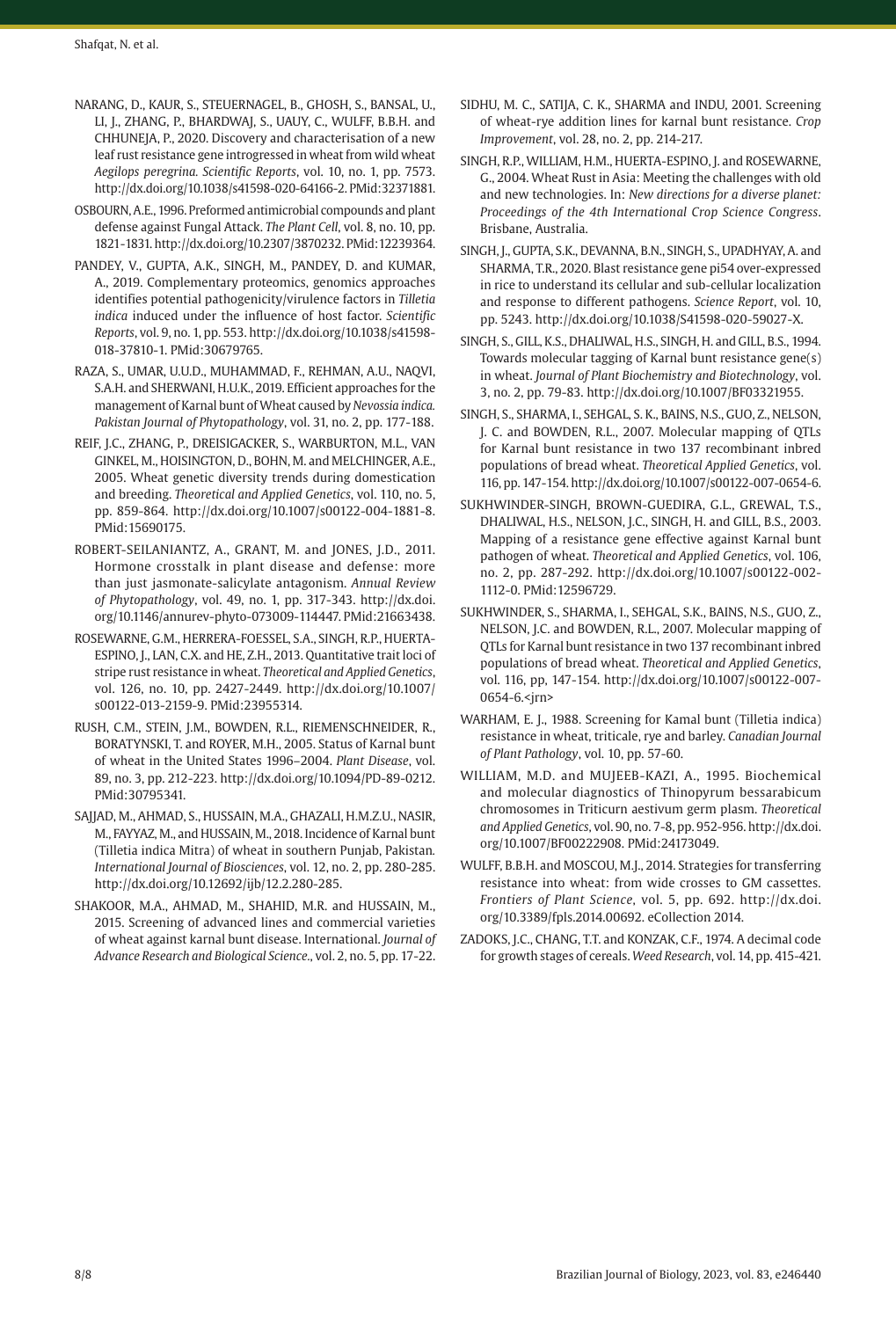NARANG, D., KAUR, S., STEUERNAGEL, B., GHOSH, S., BANSAL, U., LI, J., ZHANG, P., BHARDWAJ, S., UAUY, C., WULFF, B.B.H. and CHHUNEJA, P., 2020. Discovery and characterisation of a new leaf rust resistance gene introgressed in wheat from wild wheat *Aegilops peregrina. Scientific Reports*, vol. 10, no. 1, pp. 7573. http://dx.doi.org/10.1038/s41598-020-64166-2. PMid:32371881.

OSBOURN, A.E., 1996. Preformed antimicrobial compounds and plant defense against Fungal Attack. *The Plant Cell*, vol. 8, no. 10, pp. 1821-1831. http://dx.doi.org/10.2307/3870232. PMid:12239364.

PANDEY, V., GUPTA, A.K., SINGH, M., PANDEY, D. and KUMAR, A., 2019. Complementary proteomics, genomics approaches identifies potential pathogenicity/virulence factors in *Tilletia indica* induced under the influence of host factor. *Scientific Reports*, vol. 9, no. 1, pp. 553. http://dx.doi.org/10.1038/s41598-018-37810-1. PMid:30679765.

RAZA, S., UMAR, U.U.D., MUHAMMAD, F., REHMAN, A.U., NAQVI, S.A.H. and SHERWANI, H.U.K., 2019. Efficient approaches for the management of Karnal bunt of Wheat caused by *Nevossia indica. Pakistan Journal of Phytopathology*, vol. 31, no. 2, pp. 177-188.

REIF, J.C., ZHANG, P., DREISIGACKER, S., WARBURTON, M.L., VAN GINKEL, M., HOISINGTON, D., BOHN, M. and MELCHINGER, A.E., 2005. Wheat genetic diversity trends during domestication and breeding. *Theoretical and Applied Genetics*, vol. 110, no. 5, pp. 859-864. http://dx.doi.org/10.1007/s00122-004-1881-8. PMid:15690175.

ROBERT-SEILANIANTZ, A., GRANT, M. and JONES, J.D., 2011. Hormone crosstalk in plant disease and defense: more than just jasmonate-salicylate antagonism. *Annual Review of Phytopathology*, vol. 49, no. 1, pp. 317-343. http://dx.doi.org/10.1146/annurev-phyto-073009-114447. PMid:21663438.

ROSEWARNE, G.M., HERRERA-FOESSEL, S.A., SINGH, R.P., HUERTA-ESPINO, J., LAN, C.X. and HE, Z.H., 2013. Quantitative trait loci of stripe rust resistance in wheat. *Theoretical and Applied Genetics*, vol. 126, no. 10, pp. 2427-2449. http://dx.doi.org/10.1007/s00122-013-2159-9. PMid:23955314.

RUSH, C.M., STEIN, J.M., BOWDEN, R.L., RIEMENSCHNEIDER, R., BORATYNSKI, T. and ROYER, M.H., 2005. Status of Karnal bunt of wheat in the United States 1996–2004. *Plant Disease*, vol. 89, no. 3, pp. 212-223. http://dx.doi.org/10.1094/PD-89-0212. PMid:30795341.

SAJJAD, M., AHMAD, S., HUSSAIN, M.A., GHAZALI, H.M.Z.U., NASIR, M., FAYYAZ, M., and HUSSAIN, M., 2018. Incidence of Karnal bunt (Tilletia indica Mitra) of wheat in southern Punjab, Pakistan. *International Journal of Biosciences*, vol. 12, no. 2, pp. 280-285. http://dx.doi.org/10.12692/ijb/12.2.280-285.

SHAKOOR, M.A., AHMAD, M., SHAHID, M.R. and HUSSAIN, M., 2015. Screening of advanced lines and commercial varieties of wheat against karnal bunt disease. International. *Journal of Advance Research and Biological Science*., vol. 2, no. 5, pp. 17-22.

SIDHU, M. C., SATIJA, C. K., SHARMA and INDU, 2001. Screening of wheat-rye addition lines for karnal bunt resistance. *Crop Improvement*, vol. 28, no. 2, pp. 214-217.

SINGH, R.P., WILLIAM, H.M., HUERTA-ESPINO, J. and ROSEWARNE, G., 2004. Wheat Rust in Asia: Meeting the challenges with old and new technologies. In: *New directions for a diverse planet: Proceedings of the 4th International Crop Science Congress*. Brisbane, Australia.

SINGH, J., GUPTA, S.K., DEVANNA, B.N., SINGH, S., UPADHYAY, A. and SHARMA, T.R., 2020. Blast resistance gene pi54 over-expressed in rice to understand its cellular and sub-cellular localization and response to different pathogens. *Science Report*, vol. 10, pp. 5243. http://dx.doi.org/10.1038/S41598-020-59027-X.

SINGH, S., GILL, K.S., DHALIWAL, H.S., SINGH, H. and GILL, B.S., 1994. Towards molecular tagging of Karnal bunt resistance gene(s) in wheat. *Journal of Plant Biochemistry and Biotechnology*, vol. 3, no. 2, pp. 79-83. http://dx.doi.org/10.1007/BF03321955.

SINGH, S., SHARMA, I., SEHGAL, S. K., BAINS, N.S., GUO, Z., NELSON, J. C. and BOWDEN, R.L., 2007. Molecular mapping of QTLs for Karnal bunt resistance in two 137 recombinant inbred populations of bread wheat. *Theoretical Applied Genetics*, vol. 116, pp. 147-154. http://dx.doi.org/10.1007/s00122-007-0654-6.

SUKHWINDER-SINGH, BROWN-GUEDIRA, G.L., GREWAL, T.S., DHALIWAL, H.S., NELSON, J.C., SINGH, H. and GILL, B.S., 2003. Mapping of a resistance gene effective against Karnal bunt pathogen of wheat. *Theoretical and Applied Genetics*, vol. 106, no. 2, pp. 287-292. http://dx.doi.org/10.1007/s00122-002-1112-0. PMid:12596729.

SUKHWINDER, S., SHARMA, I., SEHGAL, S.K., BAINS, N.S., GUO, Z., NELSON, J.C. and BOWDEN, R.L., 2007. Molecular mapping of QTLs for Karnal bunt resistance in two 137 recombinant inbred populations of bread wheat. *Theoretical and Applied Genetics*, vol. 116, pp, 147-154. http://dx.doi.org/10.1007/s00122-007-0654-6.<jrn>

WARHAM, E. J., 1988. Screening for Kamal bunt (Tilletia indica) resistance in wheat, triticale, rye and barley. *Canadian Journal of Plant Pathology*, vol. 10, pp. 57-60.

WILLIAM, M.D. and MUJEEB-KAZI, A., 1995. Biochemical and molecular diagnostics of Thinopyrum bessarabicum chromosomes in Triticurn aestivum germ plasm. *Theoretical and Applied Genetics*, vol. 90, no. 7-8, pp. 952-956. http://dx.doi.org/10.1007/BF00222908. PMid:24173049.

WULFF, B.B.H. and MOSCOU, M.J., 2014. Strategies for transferring resistance into wheat: from wide crosses to GM cassettes. *Frontiers of Plant Science*, vol. 5, pp. 692. http://dx.doi.org/10.3389/fpls.2014.00692. eCollection 2014.

ZADOKS, J.C., CHANG, T.T. and KONZAK, C.F., 1974. A decimal code for growth stages of cereals. *Weed Research*, vol. 14, pp. 415-421.